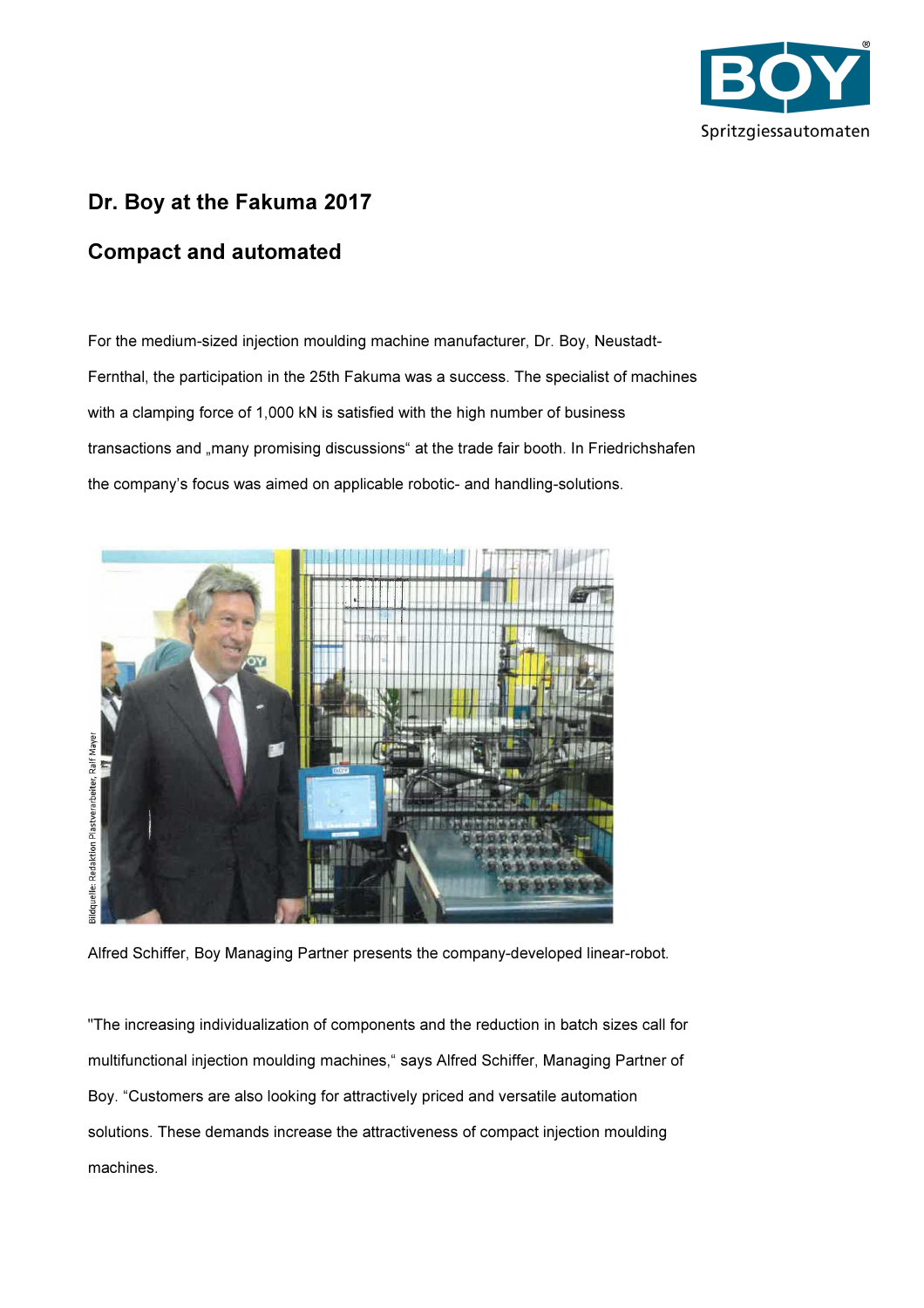# Dr. Boy at the Fakuma 2017

## Compact and automated

For the medium-sized injection moulding machine manufacturer, Dr. Boy, Neustadt-Fernthal, the participation in the 25th Fakuma was a success. The specialist of machines with a clamping force of 1,000 kN is satisfied with the high number of business transactions and „many promising discussions“ at the trade fair booth. In Friedrichshafen the company's focus was aimed on applicable robotic- and handling-solutions.

Bildquelle: Redaktion Plastverarbeiter, Ralf Mayer

Alfred Schiffer, Boy Managing Partner presents the company-developed linear-robot.

"The increasing individualization of components and the reduction in batch sizes call for multifunctional injection moulding machines,“ says Alfred Schiffer, Managing Partner of Boy. “Customers are also looking for attractively priced and versatile automation solutions. These demands increase the attractiveness of compact injection moulding machines.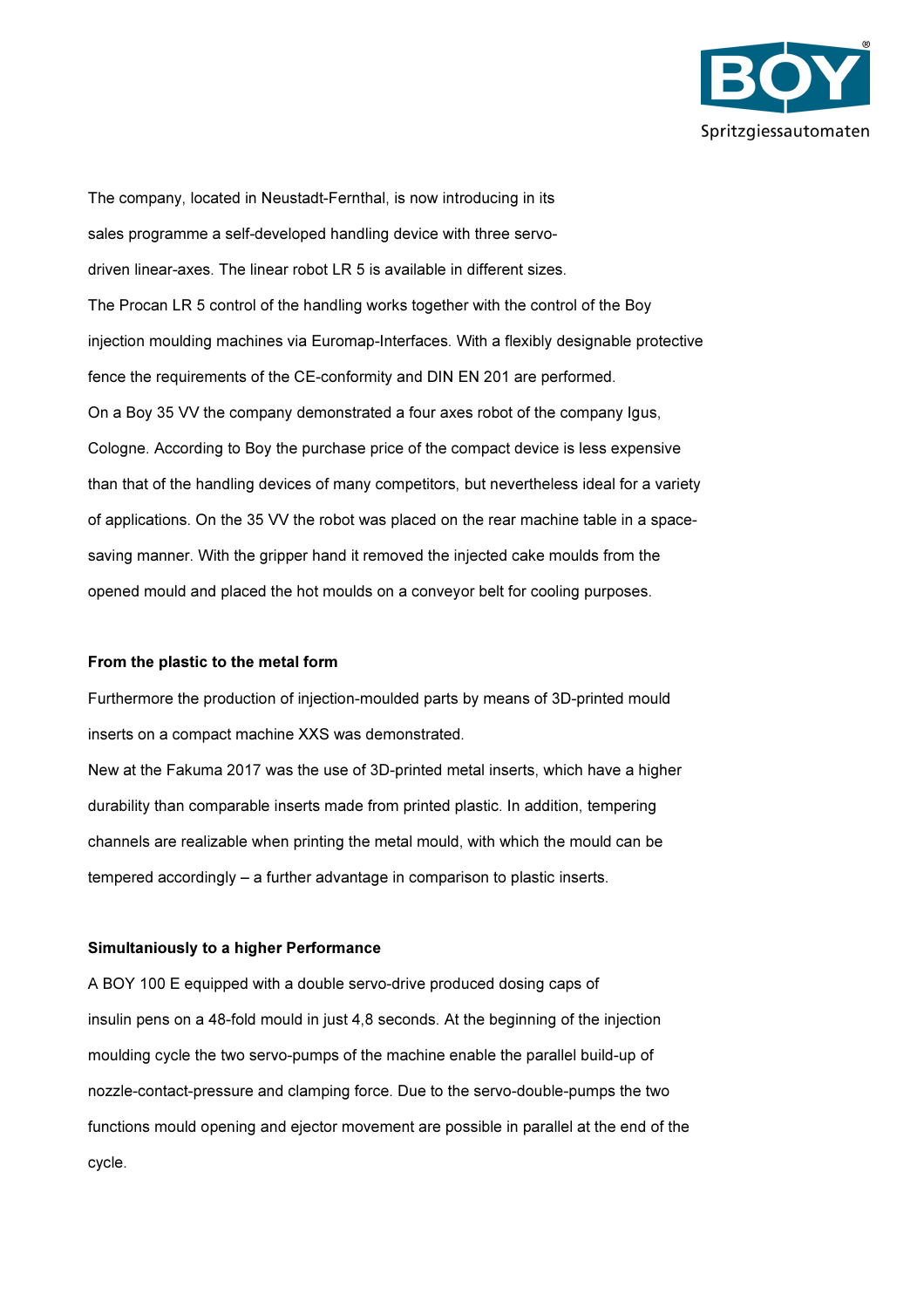The company, located in Neustadt-Fernthal, is now introducing in its sales programme a self-developed handling device with three servo-driven linear-axes. The linear robot LR 5 is available in different sizes. The Procan LR 5 control of the handling works together with the control of the Boy injection moulding machines via Euromap-Interfaces. With a flexibly designable protective fence the requirements of the CE-conformity and DIN EN 201 are performed.

On a Boy 35 VV the company demonstrated a four axes robot of the company Igus, Cologne. According to Boy the purchase price of the compact device is less expensive than that of the handling devices of many competitors, but nevertheless ideal for a variety of applications. On the 35 VV the robot was placed on the rear machine table in a space-saving manner. With the gripper hand it removed the injected cake moulds from the opened mould and placed the hot moulds on a conveyor belt for cooling purposes.

**From the plastic to the metal form**

Furthermore the production of injection-moulded parts by means of 3D-printed mould inserts on a compact machine XXS was demonstrated.

New at the Fakuma 2017 was the use of 3D-printed metal inserts, which have a higher durability than comparable inserts made from printed plastic. In addition, tempering channels are realizable when printing the metal mould, with which the mould can be tempered accordingly – a further advantage in comparison to plastic inserts.

**Simultaniously to a higher Performance**

A BOY 100 E equipped with a double servo-drive produced dosing caps of insulin pens on a 48-fold mould in just 4,8 seconds. At the beginning of the injection moulding cycle the two servo-pumps of the machine enable the parallel build-up of nozzle-contact-pressure and clamping force. Due to the servo-double-pumps the two functions mould opening and ejector movement are possible in parallel at the end of the cycle.